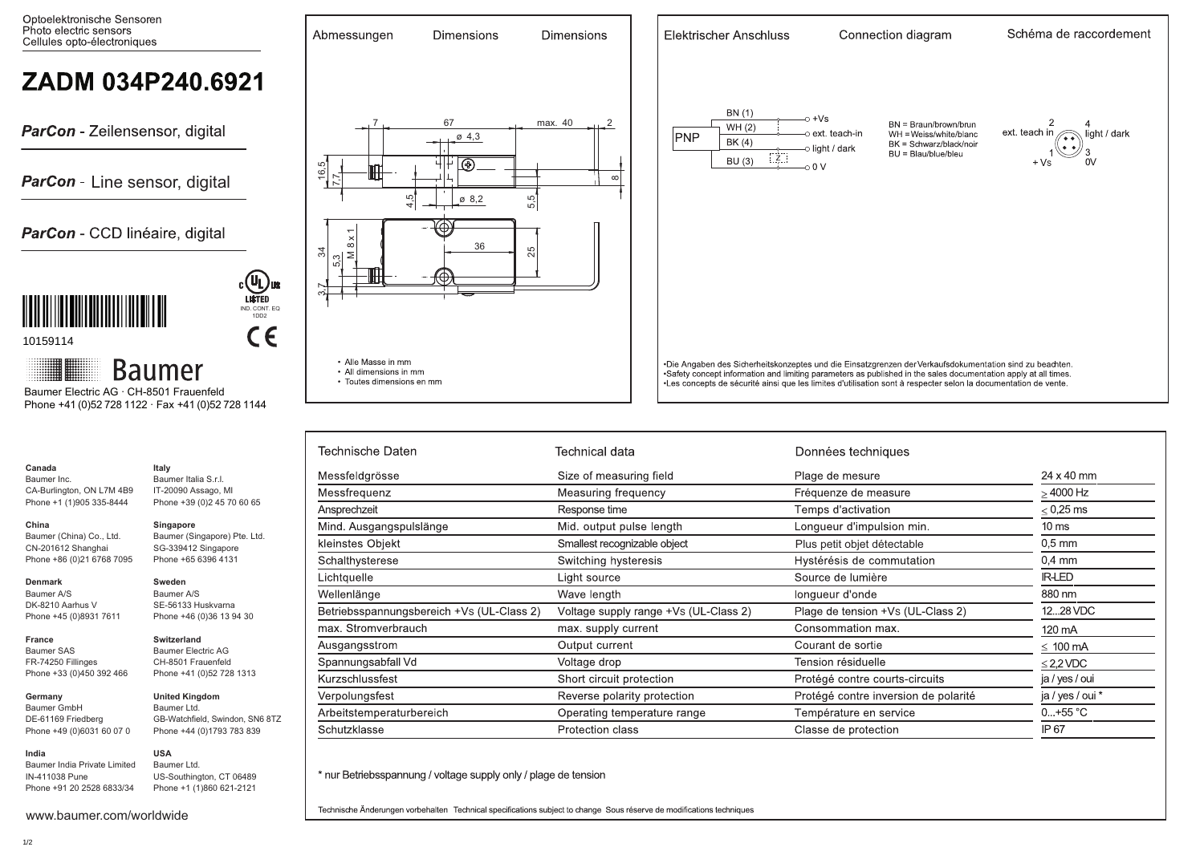Optoelektronische Sensoren
Photo electric sensors
Cellules opto-électroniques

# ZADM 034P240.6921

***ParCon*** **- Zeilensensor, digital**

***ParCon*** **- Line sensor, digital**

***ParCon*** **- CCD linéaire, digital**

10159114

LISTED IND. CONT. EQ 1DD2

Baumer

Baumer Electric AG · CH-8501 Frauenfeld
Phone +41 (0)52 728 1122 · Fax +41 (0)52 728 1144

## Abmessungen / Dimensions / Dimensions

7 · 67 · max. 40 · 2 · ø 4,3 · 16,5 · 7,7 · 8 · 4,5 · ø 8,2 · 5,5 · 34 · 5,3 · M 8 x 1 · 36 · 25 · 3,7

- Alle Masse in mm
- All dimensions in mm
- Toutes dimensions en mm

## Elektrischer Anschluss / Connection diagram / Schéma de raccordement

PNP

- BN (1) — +Vs
- WH (2) — ext. teach-in
- BK (4) — light / dark
- BU (3) — 0 V

BN = Braun/brown/brun
WH = Weiss/white/blanc
BK = Schwarz/black/noir
BU = Blau/blue/bleu

2 ext. teach in · 4 light / dark · 1 + Vs · 3 0V

- Die Angaben des Sicherheitskonzeptes und die Einsatzgrenzen der Verkaufsdokumentation sind zu beachten.
- Safety concept information and limiting parameters as published in the sales documentation apply at all times.
- Les concepts de sécurité ainsi que les limites d'utilisation sont à respecter selon la documentation de vente.

## Technische Daten / Technical data / Données techniques

| Technische Daten | Technical data | Données techniques | |
|---|---|---|---|
| Messfeldgrösse | Size of measuring field | Plage de mesure | 24 x 40 mm |
| Messfrequenz | Measuring frequency | Fréquenze de measure | ≥ 4000 Hz |
| Ansprechzeit | Response time | Temps d'activation | ≤ 0,25 ms |
| Mind. Ausgangspulslänge | Mid. output pulse length | Longueur d'impulsion min. | 10 ms |
| kleinstes Objekt | Smallest recognizable object | Plus petit objet détectable | 0,5 mm |
| Schalthysterese | Switching hysteresis | Hystérésis de commutation | 0,4 mm |
| Lichtquelle | Light source | Source de lumière | IR-LED |
| Wellenlänge | Wave length | longueur d'onde | 880 nm |
| Betriebsspannungsbereich +Vs (UL-Class 2) | Voltage supply range +Vs (UL-Class 2) | Plage de tension +Vs (UL-Class 2) | 12...28 VDC |
| max. Stromverbrauch | max. supply current | Consommation max. | 120 mA |
| Ausgangsstrom | Output current | Courant de sortie | ≤ 100 mA |
| Spannungsabfall Vd | Voltage drop | Tension résiduelle | ≤ 2,2 VDC |
| Kurzschlussfest | Short circuit protection | Protégé contre courts-circuits | ja / yes / oui |
| Verpolungsfest | Reverse polarity protection | Protégé contre inversion de polarité | ja / yes / oui * |
| Arbeitstemperaturbereich | Operating temperature range | Température en service | 0...+55 °C |
| Schutzklasse | Protection class | Classe de protection | IP 67 |

\* nur Betriebsspannung / voltage supply only / plage de tension

Technische Änderungen vorbehalten  Technical specifications subject to change  Sous réserve de modifications techniques

**Canada**
Baumer Inc.
CA-Burlington, ON L7M 4B9
Phone +1 (1)905 335-8444

**China**
Baumer (China) Co., Ltd.
CN-201612 Shanghai
Phone +86 (0)21 6768 7095

**Denmark**
Baumer A/S
DK-8210 Aarhus V
Phone +45 (0)8931 7611

**France**
Baumer SAS
FR-74250 Fillinges
Phone +33 (0)450 392 466

**Germany**
Baumer GmbH
DE-61169 Friedberg
Phone +49 (0)6031 60 07 0

**India**
Baumer India Private Limited
IN-411038 Pune
Phone +91 20 2528 6833/34

**Italy**
Baumer Italia S.r.l.
IT-20090 Assago, MI
Phone +39 (0)2 45 70 60 65

**Singapore**
Baumer (Singapore) Pte. Ltd.
SG-339412 Singapore
Phone +65 6396 4131

**Sweden**
Baumer A/S
SE-56133 Huskvarna
Phone +46 (0)36 13 94 30

**Switzerland**
Baumer Electric AG
CH-8501 Frauenfeld
Phone +41 (0)52 728 1313

**United Kingdom**
Baumer Ltd.
GB-Watchfield, Swindon, SN6 8TZ
Phone +44 (0)1793 783 839

**USA**
Baumer Ltd.
US-Southington, CT 06489
Phone +1 (1)860 621-2121

www.baumer.com/worldwide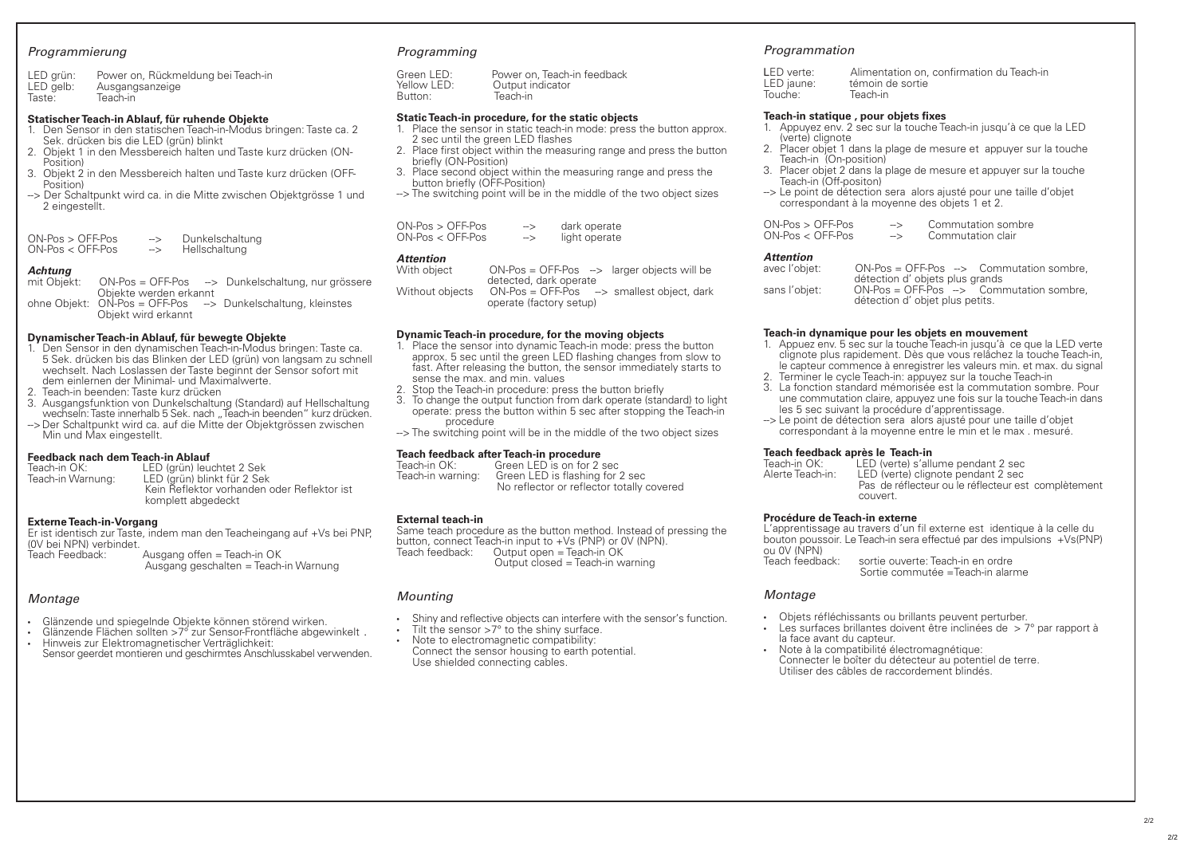## *Programmierung*

LED grün: Power on, Rückmeldung bei Teach-in
LED gelb: Ausgangsanzeige
Taste: Teach-in

**Statischer Teach-in Ablauf, für ruhende Objekte**

1. Den Sensor in den statischen Teach-in-Modus bringen: Taste ca. 2 Sek. drücken bis die LED (grün) blinkt
2. Objekt 1 in den Messbereich halten und Taste kurz drücken (ON-Position)
3. Objekt 2 in den Messbereich halten und Taste kurz drücken (OFF-Position)

--> Der Schaltpunkt wird ca. in die Mitte zwischen Objektgrösse 1 und 2 eingestellt.

ON-Pos > OFF-Pos --> Dunkelschaltung
ON-Pos < OFF-Pos --> Hellschaltung

***Achtung***
mit Objekt: ON-Pos = OFF-Pos --> Dunkelschaltung, nur grössere Objekte werden erkannt
ohne Objekt: ON-Pos = OFF-Pos --> Dunkelschaltung, kleinstes Objekt wird erkannt

**Dynamischer Teach-in Ablauf, für bewegte Objekte**

1. Den Sensor in den dynamischen Teach-in-Modus bringen: Taste ca. 5 Sek. drücken bis das Blinken der LED (grün) von langsam zu schnell wechselt. Nach Loslassen der Taste beginnt der Sensor sofort mit dem einlernen der Minimal- und Maximalwerte.
2. Teach-in beenden: Taste kurz drücken
3. Ausgangsfunktion von Dunkelschaltung (Standard) auf Hellschaltung wechseln: Taste innerhalb 5 Sek. nach „Teach-in beenden" kurz drücken.

--> Der Schaltpunkt wird ca. auf die Mitte der Objektgrössen zwischen Min und Max eingestellt.

**Feedback nach dem Teach-in Ablauf**
Teach-in OK: LED (grün) leuchtet 2 Sek
Teach-in Warnung: LED (grün) blinkt für 2 Sek
Kein Reflektor vorhanden oder Reflektor ist komplett abgedeckt

**Externe Teach-in-Vorgang**
Er ist identisch zur Taste, indem man den Teacheingang auf +Vs bei PNP, (0V bei NPN) verbindet.
Teach Feedback: Ausgang offen = Teach-in OK
Ausgang geschalten = Teach-in Warnung

## *Montage*

- Glänzende und spiegelnde Objekte können störend wirken.
- Glänzende Flächen sollten >7° zur Sensor-Frontfläche abgewinkelt .
- Hinweis zur Elektromagnetischer Verträglichkeit:
  Sensor geerdet montieren und geschirmtes Anschlusskabel verwenden.

## *Programming*

Green LED: Power on, Teach-in feedback
Yellow LED: Output indicator
Button: Teach-in

**Static Teach-in procedure, for the static objects**

1. Place the sensor in static teach-in mode: press the button approx. 2 sec until the green LED flashes
2. Place first object within the measuring range and press the button briefly (ON-Position)
3. Place second object within the measuring range and press the button briefly (OFF-Position)

--> The switching point will be in the middle of the two object sizes

ON-Pos > OFF-Pos --> dark operate
ON-Pos < OFF-Pos --> light operate

***Attention***
With object ON-Pos = OFF-Pos --> larger objects will be detected, dark operate
Without objects ON-Pos = OFF-Pos --> smallest object, dark operate (factory setup)

**Dynamic Teach-in procedure, for the moving objects**

1. Place the sensor into dynamic Teach-in mode: press the button approx. 5 sec until the green LED flashing changes from slow to fast. After releasing the button, the sensor immediately starts to sense the max. and min. values
2. Stop the Teach-in procedure: press the button briefly
3. To change the output function from dark operate (standard) to light operate: press the button within 5 sec after stopping the Teach-in procedure

--> The switching point will be in the middle of the two object sizes

**Teach feedback after Teach-in procedure**
Teach-in OK: Green LED is on for 2 sec
Teach-in warning: Green LED is flashing for 2 sec
No reflector or reflector totally covered

**External teach-in**
Same teach procedure as the button method. Instead of pressing the button, connect Teach-in input to +Vs (PNP) or 0V (NPN).
Teach feedback: Output open = Teach-in OK
Output closed = Teach-in warning

## *Mounting*

- Shiny and reflective objects can interfere with the sensor's function.
- Tilt the sensor >7° to the shiny surface.
- Note to electromagnetic compatibility:
  Connect the sensor housing to earth potential.
  Use shielded connecting cables.

## *Programmation*

LED verte: Alimentation on, confirmation du Teach-in
LED jaune: témoin de sortie
Touche: Teach-in

**Teach-in statique , pour objets fixes**

1. Appuyez env. 2 sec sur la touche Teach-in jusqu'à ce que la LED (verte) clignote
2. Placer objet 1 dans la plage de mesure et appuyer sur la touche Teach-in (On-position)
3. Placer objet 2 dans la plage de mesure et appuyer sur la touche Teach-in (Off-positon)

--> Le point de détection sera alors ajusté pour une taille d'objet correspondant à la moyenne des objets 1 et 2.

ON-Pos > OFF-Pos --> Commutation sombre
ON-Pos < OFF-Pos --> Commutation clair

***Attention***
avec l'objet: ON-Pos = OFF-Pos --> Commutation sombre, détection d' objets plus grands
sans l'objet: ON-Pos = OFF-Pos --> Commutation sombre, détection d' objet plus petits.

**Teach-in dynamique pour les objets en mouvement**

1. Appuyez env. 5 sec sur la touche Teach-in jusqu'à ce que la LED verte clignote plus rapidement. Dès que vous relâchez la touche Teach-in, le capteur commence à enregistrer les valeurs min. et max. du signal
2. Terminer le cycle Teach-in: appuyez sur la touche Teach-in
3. La fonction standard mémorisée est la commutation sombre. Pour une commutation claire, appuyez une fois sur la touche Teach-in dans les 5 sec suivant la procédure d'apprentissage.

--> Le point de détection sera alors ajusté pour une taille d'objet correspondant à la moyenne entre le min et le max . mesuré.

**Teach feedback après le Teach-in**
Teach-in OK: LED (verte) s'allume pendant 2 sec
Alerte Teach-in: LED (verte) clignote pendant 2 sec
Pas de réflecteur ou le réflecteur est complètement couvert.

**Procédure de Teach-in externe**
L'apprentissage au travers d'un fil externe est identique à la celle du bouton poussoir. Le Teach-in sera effectué par des impulsions +Vs(PNP) ou 0V (NPN)
Teach feedback: sortie ouverte: Teach-in en ordre
Sortie commutée =Teach-in alarme

## *Montage*

- Objets réfléchissants ou brillants peuvent perturber.
- Les surfaces brillantes doivent être inclinées de > 7° par rapport à la face avant du capteur.
- Note à la compatibilité électromagnétique:
  Connecter le boîter du détecteur au potentiel de terre.
  Utiliser des câbles de raccordement blindés.